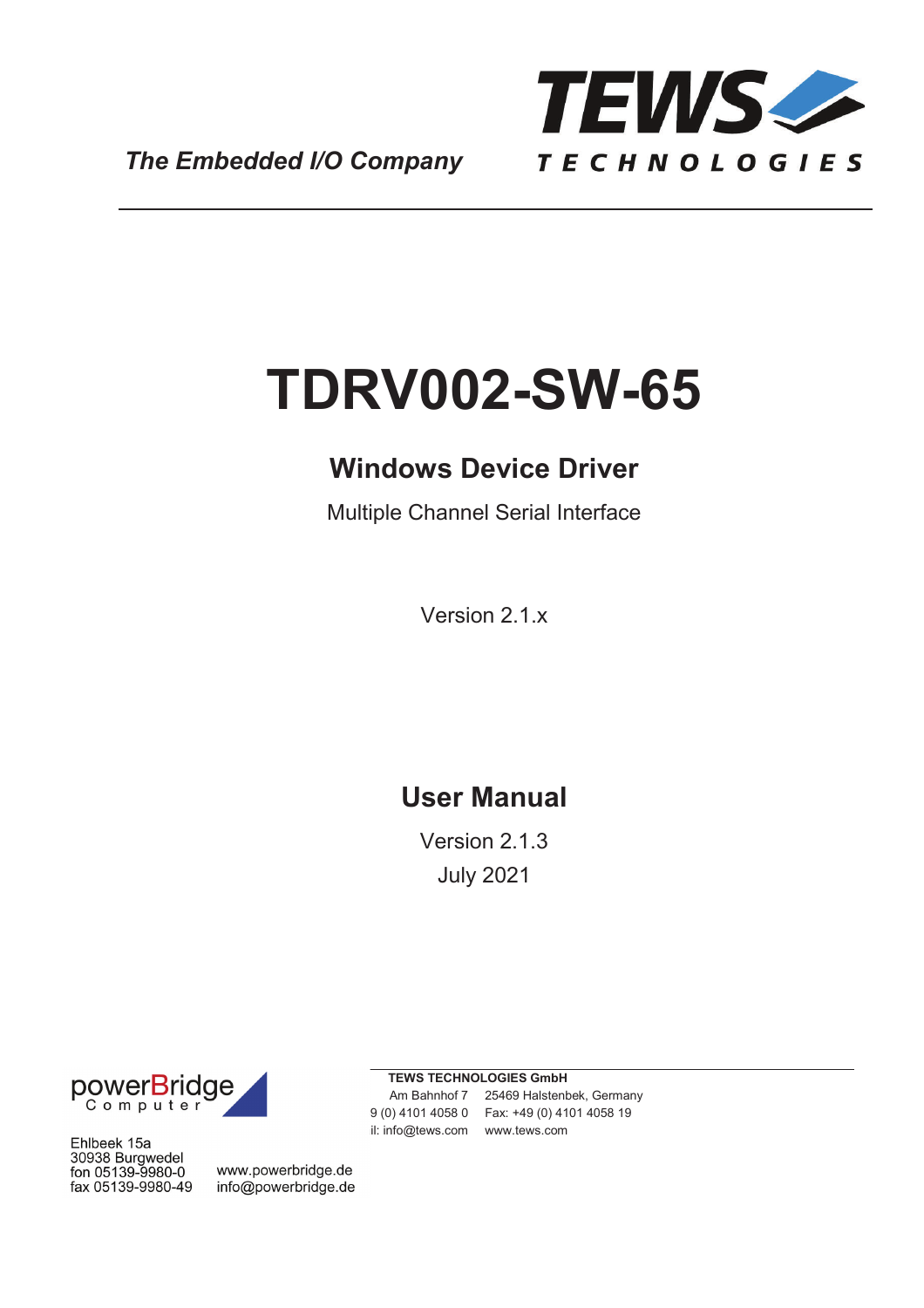The Embedded I/O Company

TEWS TECHNOLOGIES

# TDRV002-SW-65

## Windows Device Driver

Multiple Channel Serial Interface

Version 2.1.x

## User Manual

Version 2.1.3

July 2021

powerBridge Computer

Ehlbeek 15a
30938 Burgwedel
fon 05139-9980-0
fax 05139-9980-49

www.powerbridge.de
info@powerbridge.de

**TEWS TECHNOLOGIES GmbH**

Am Bahnhof 7 25469 Halstenbek, Germany
9 (0) 4101 4058 0 Fax: +49 (0) 4101 4058 19
il: info@tews.com www.tews.com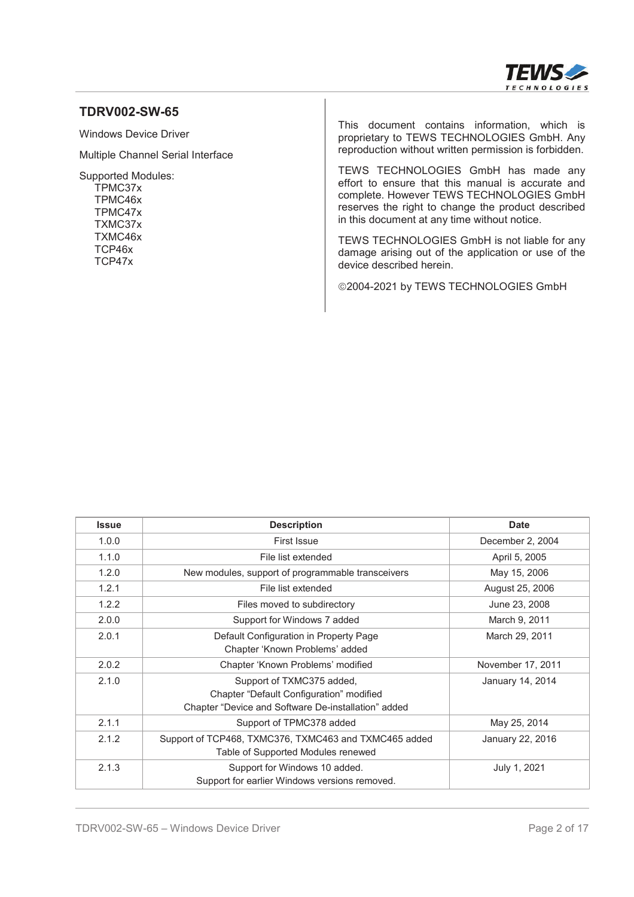## TDRV002-SW-65

Windows Device Driver

Multiple Channel Serial Interface

Supported Modules:
- TPMC37x
- TPMC46x
- TPMC47x
- TXMC37x
- TXMC46x
- TCP46x
- TCP47x

This document contains information, which is proprietary to TEWS TECHNOLOGIES GmbH. Any reproduction without written permission is forbidden.

TEWS TECHNOLOGIES GmbH has made any effort to ensure that this manual is accurate and complete. However TEWS TECHNOLOGIES GmbH reserves the right to change the product described in this document at any time without notice.

TEWS TECHNOLOGIES GmbH is not liable for any damage arising out of the application or use of the device described herein.

©2004-2021 by TEWS TECHNOLOGIES GmbH

| Issue | Description | Date |
|---|---|---|
| 1.0.0 | First Issue | December 2, 2004 |
| 1.1.0 | File list extended | April 5, 2005 |
| 1.2.0 | New modules, support of programmable transceivers | May 15, 2006 |
| 1.2.1 | File list extended | August 25, 2006 |
| 1.2.2 | Files moved to subdirectory | June 23, 2008 |
| 2.0.0 | Support for Windows 7 added | March 9, 2011 |
| 2.0.1 | Default Configuration in Property Page<br>Chapter 'Known Problems' added | March 29, 2011 |
| 2.0.2 | Chapter 'Known Problems' modified | November 17, 2011 |
| 2.1.0 | Support of TXMC375 added,<br>Chapter "Default Configuration" modified<br>Chapter "Device and Software De-installation" added | January 14, 2014 |
| 2.1.1 | Support of TPMC378 added | May 25, 2014 |
| 2.1.2 | Support of TCP468, TXMC376, TXMC463 and TXMC465 added<br>Table of Supported Modules renewed | January 22, 2016 |
| 2.1.3 | Support for Windows 10 added.<br>Support for earlier Windows versions removed. | July 1, 2021 |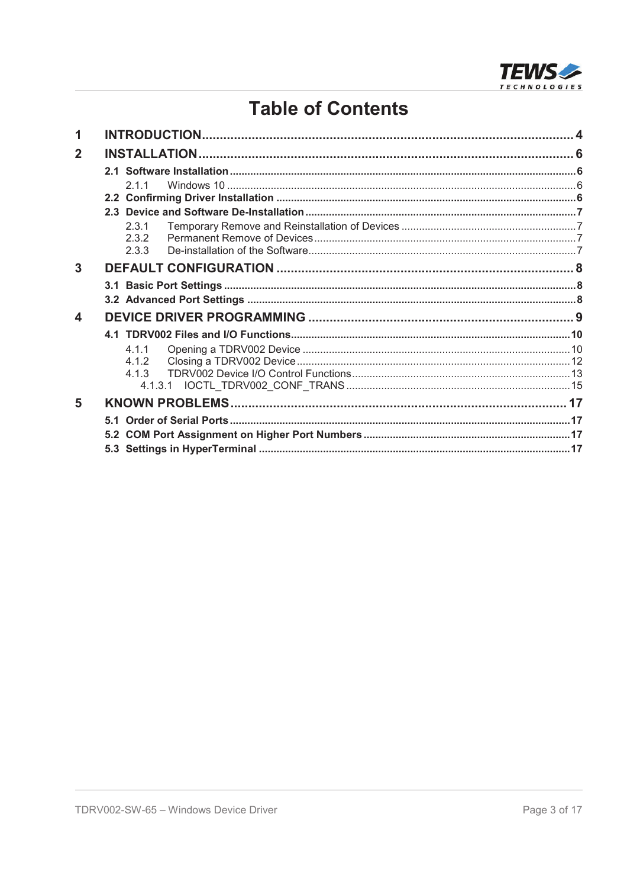# Table of Contents

| | | |
|---|---|---|
| **1** | **INTRODUCTION** | **4** |
| **2** | **INSTALLATION** | **6** |
| | **2.1 Software Installation** | **6** |
| | 2.1.1 Windows 10 | 6 |
| | **2.2 Confirming Driver Installation** | **6** |
| | **2.3 Device and Software De-Installation** | **7** |
| | 2.3.1 Temporary Remove and Reinstallation of Devices | 7 |
| | 2.3.2 Permanent Remove of Devices | 7 |
| | 2.3.3 De-installation of the Software | 7 |
| **3** | **DEFAULT CONFIGURATION** | **8** |
| | **3.1 Basic Port Settings** | **8** |
| | **3.2 Advanced Port Settings** | **8** |
| **4** | **DEVICE DRIVER PROGRAMMING** | **9** |
| | **4.1 TDRV002 Files and I/O Functions** | **10** |
| | 4.1.1 Opening a TDRV002 Device | 10 |
| | 4.1.2 Closing a TDRV002 Device | 12 |
| | 4.1.3 TDRV002 Device I/O Control Functions | 13 |
| | 4.1.3.1 IOCTL_TDRV002_CONF_TRANS | 15 |
| **5** | **KNOWN PROBLEMS** | **17** |
| | **5.1 Order of Serial Ports** | **17** |
| | **5.2 COM Port Assignment on Higher Port Numbers** | **17** |
| | **5.3 Settings in HyperTerminal** | **17** |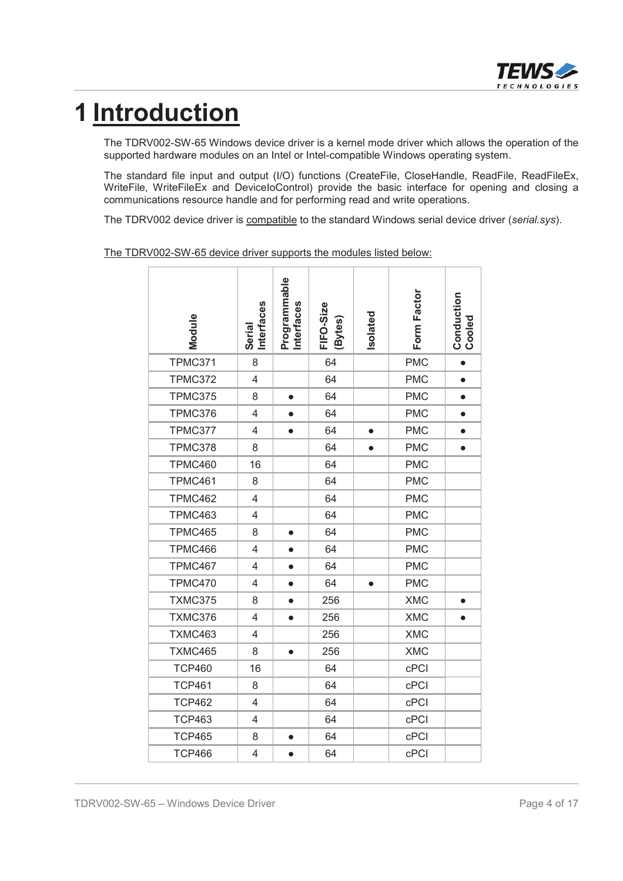# 1 Introduction

The TDRV002-SW-65 Windows device driver is a kernel mode driver which allows the operation of the supported hardware modules on an Intel or Intel-compatible Windows operating system.

The standard file input and output (I/O) functions (CreateFile, CloseHandle, ReadFile, ReadFileEx, WriteFile, WriteFileEx and DeviceIoControl) provide the basic interface for opening and closing a communications resource handle and for performing read and write operations.

The TDRV002 device driver is compatible to the standard Windows serial device driver (*serial.sys*).

The TDRV002-SW-65 device driver supports the modules listed below:

| Module | Serial Interfaces | Programmable Interfaces | FIFO-Size (Bytes) | Isolated | Form Factor | Conduction Cooled |
|---|---|---|---|---|---|---|
| TPMC371 | 8 | | 64 | | PMC | ● |
| TPMC372 | 4 | | 64 | | PMC | ● |
| TPMC375 | 8 | ● | 64 | | PMC | ● |
| TPMC376 | 4 | ● | 64 | | PMC | ● |
| TPMC377 | 4 | ● | 64 | ● | PMC | ● |
| TPMC378 | 8 | | 64 | ● | PMC | ● |
| TPMC460 | 16 | | 64 | | PMC | |
| TPMC461 | 8 | | 64 | | PMC | |
| TPMC462 | 4 | | 64 | | PMC | |
| TPMC463 | 4 | | 64 | | PMC | |
| TPMC465 | 8 | ● | 64 | | PMC | |
| TPMC466 | 4 | ● | 64 | | PMC | |
| TPMC467 | 4 | ● | 64 | | PMC | |
| TPMC470 | 4 | ● | 64 | ● | PMC | |
| TXMC375 | 8 | ● | 256 | | XMC | ● |
| TXMC376 | 4 | ● | 256 | | XMC | ● |
| TXMC463 | 4 | | 256 | | XMC | |
| TXMC465 | 8 | ● | 256 | | XMC | |
| TCP460 | 16 | | 64 | | cPCI | |
| TCP461 | 8 | | 64 | | cPCI | |
| TCP462 | 4 | | 64 | | cPCI | |
| TCP463 | 4 | | 64 | | cPCI | |
| TCP465 | 8 | ● | 64 | | cPCI | |
| TCP466 | 4 | ● | 64 | | cPCI | |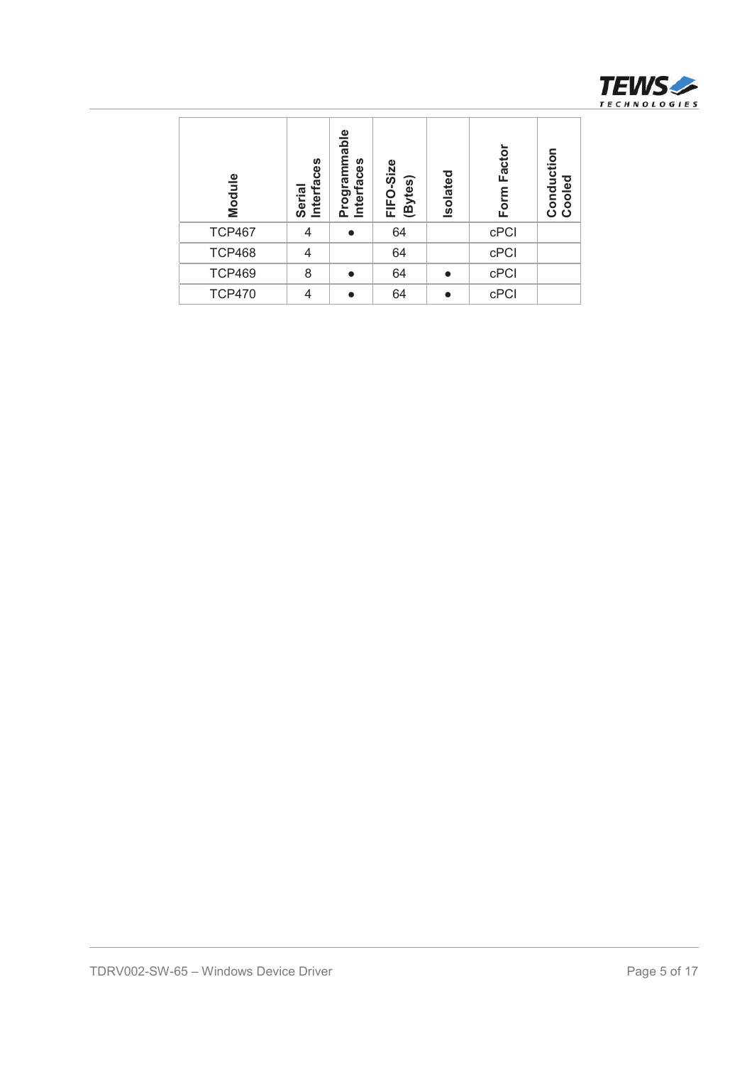| Module | Serial Interfaces | Programmable Interfaces | FIFO-Size (Bytes) | Isolated | Form Factor | Conduction Cooled |
|---|---|---|---|---|---|---|
| TCP467 | 4 | ● | 64 | | cPCI | |
| TCP468 | 4 | | 64 | | cPCI | |
| TCP469 | 8 | ● | 64 | ● | cPCI | |
| TCP470 | 4 | ● | 64 | ● | cPCI | |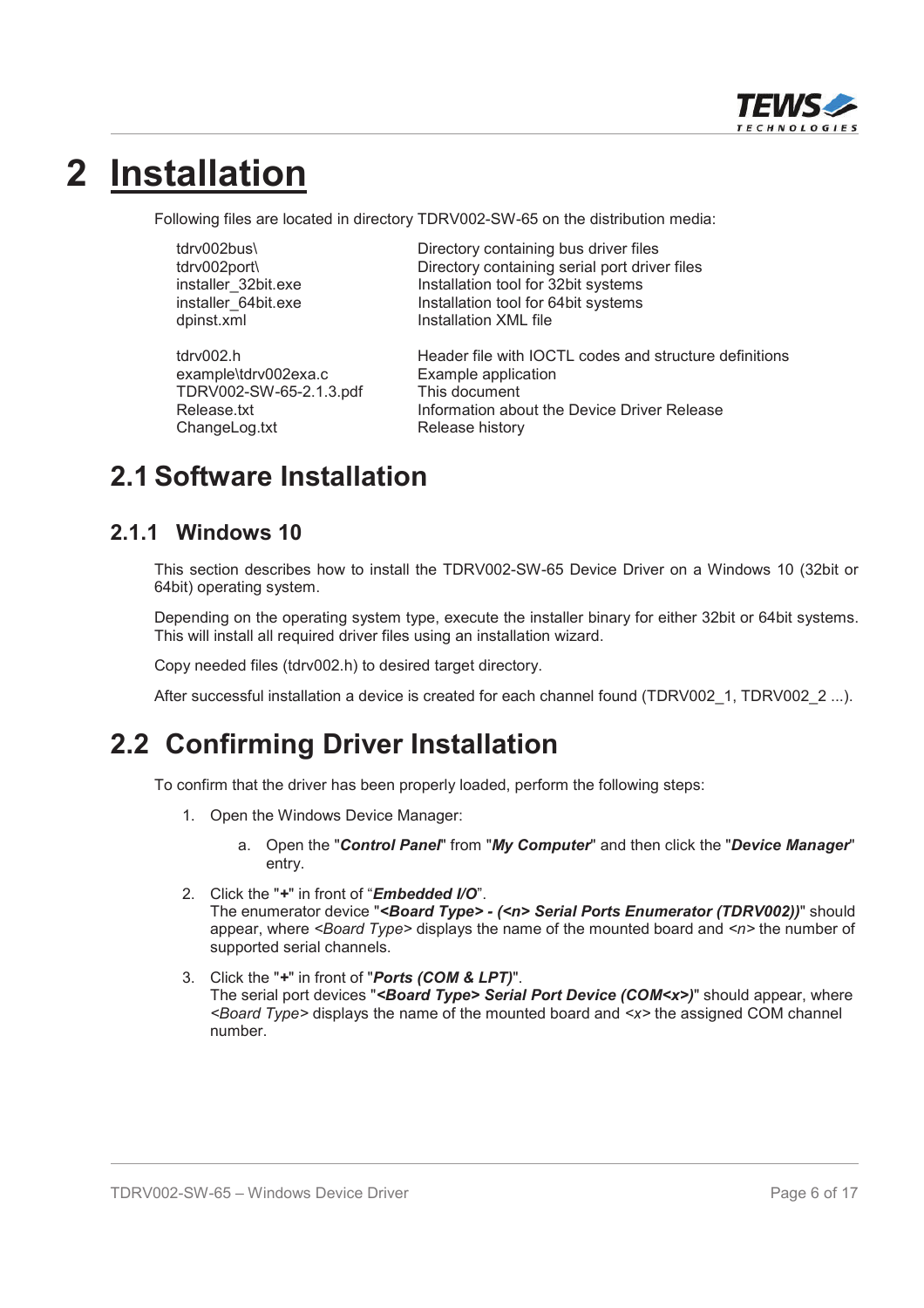# 2 Installation

Following files are located in directory TDRV002-SW-65 on the distribution media:

| | |
|---|---|
| tdrv002bus\ | Directory containing bus driver files |
| tdrv002port\ | Directory containing serial port driver files |
| installer_32bit.exe | Installation tool for 32bit systems |
| installer_64bit.exe | Installation tool for 64bit systems |
| dpinst.xml | Installation XML file |
| tdrv002.h | Header file with IOCTL codes and structure definitions |
| example\tdrv002exa.c | Example application |
| TDRV002-SW-65-2.1.3.pdf | This document |
| Release.txt | Information about the Device Driver Release |
| ChangeLog.txt | Release history |

## 2.1 Software Installation

### 2.1.1 Windows 10

This section describes how to install the TDRV002-SW-65 Device Driver on a Windows 10 (32bit or 64bit) operating system.

Depending on the operating system type, execute the installer binary for either 32bit or 64bit systems. This will install all required driver files using an installation wizard.

Copy needed files (tdrv002.h) to desired target directory.

After successful installation a device is created for each channel found (TDRV002_1, TDRV002_2 ...).

## 2.2 Confirming Driver Installation

To confirm that the driver has been properly loaded, perform the following steps:

1. Open the Windows Device Manager:
    a. Open the "***Control Panel***" from "***My Computer***" and then click the "***Device Manager***" entry.
2. Click the "**+**" in front of "***Embedded I/O***".
   The enumerator device "***<Board Type> - (<n> Serial Ports Enumerator (TDRV002))***" should appear, where *<Board Type>* displays the name of the mounted board and *<n>* the number of supported serial channels.
3. Click the "**+**" in front of "***Ports (COM & LPT)***".
   The serial port devices "***<Board Type> Serial Port Device (COM<x>)***" should appear, where *<Board Type>* displays the name of the mounted board and *<x>* the assigned COM channel number.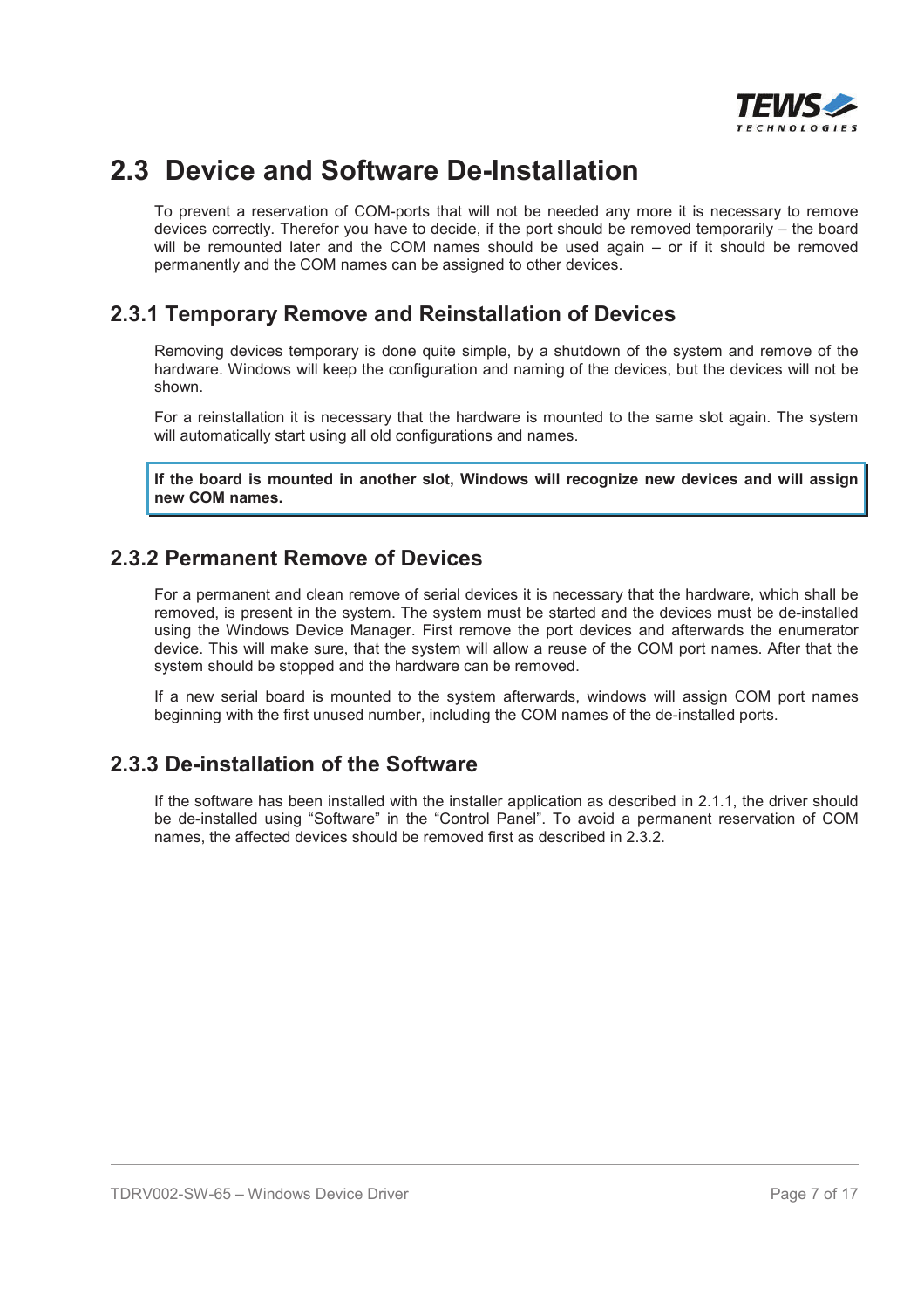## 2.3 Device and Software De-Installation

To prevent a reservation of COM-ports that will not be needed any more it is necessary to remove devices correctly. Therefor you have to decide, if the port should be removed temporarily – the board will be remounted later and the COM names should be used again – or if it should be removed permanently and the COM names can be assigned to other devices.

### 2.3.1 Temporary Remove and Reinstallation of Devices

Removing devices temporary is done quite simple, by a shutdown of the system and remove of the hardware. Windows will keep the configuration and naming of the devices, but the devices will not be shown.

For a reinstallation it is necessary that the hardware is mounted to the same slot again. The system will automatically start using all old configurations and names.

**If the board is mounted in another slot, Windows will recognize new devices and will assign new COM names.**

### 2.3.2 Permanent Remove of Devices

For a permanent and clean remove of serial devices it is necessary that the hardware, which shall be removed, is present in the system. The system must be started and the devices must be de-installed using the Windows Device Manager. First remove the port devices and afterwards the enumerator device. This will make sure, that the system will allow a reuse of the COM port names. After that the system should be stopped and the hardware can be removed.

If a new serial board is mounted to the system afterwards, windows will assign COM port names beginning with the first unused number, including the COM names of the de-installed ports.

### 2.3.3 De-installation of the Software

If the software has been installed with the installer application as described in 2.1.1, the driver should be de-installed using “Software” in the “Control Panel”. To avoid a permanent reservation of COM names, the affected devices should be removed first as described in 2.3.2.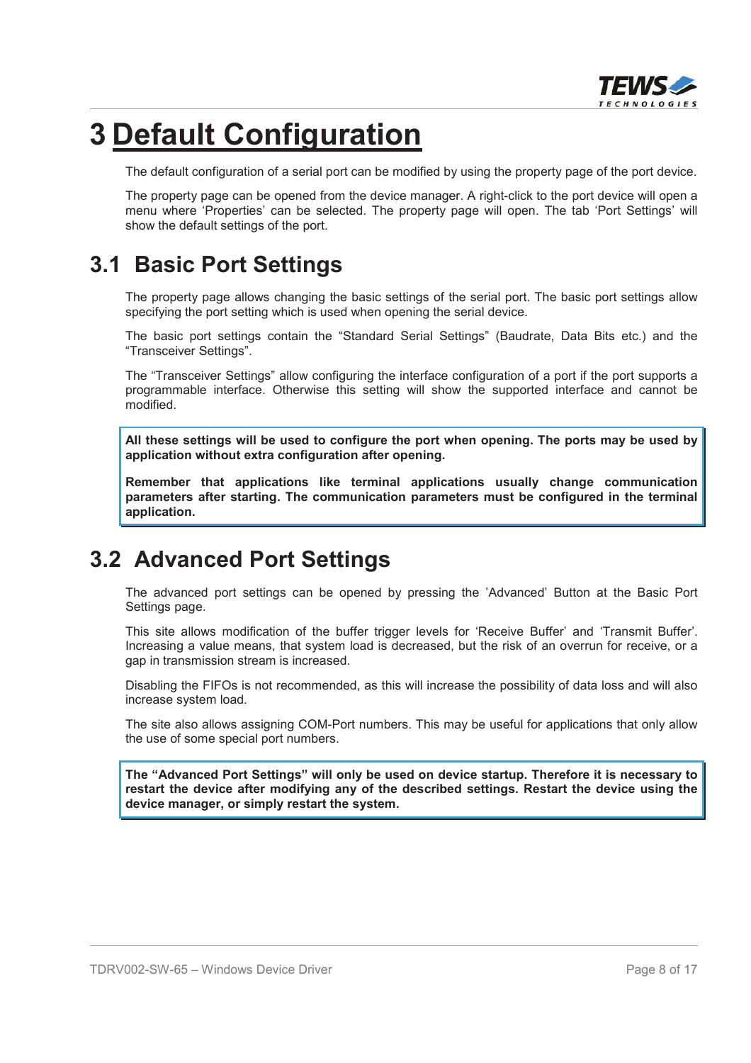# 3 Default Configuration

The default configuration of a serial port can be modified by using the property page of the port device.

The property page can be opened from the device manager. A right-click to the port device will open a menu where ‘Properties’ can be selected. The property page will open. The tab ‘Port Settings’ will show the default settings of the port.

## 3.1 Basic Port Settings

The property page allows changing the basic settings of the serial port. The basic port settings allow specifying the port setting which is used when opening the serial device.

The basic port settings contain the “Standard Serial Settings” (Baudrate, Data Bits etc.) and the “Transceiver Settings”.

The “Transceiver Settings” allow configuring the interface configuration of a port if the port supports a programmable interface. Otherwise this setting will show the supported interface and cannot be modified.

**All these settings will be used to configure the port when opening. The ports may be used by application without extra configuration after opening.**

**Remember that applications like terminal applications usually change communication parameters after starting. The communication parameters must be configured in the terminal application.**

## 3.2 Advanced Port Settings

The advanced port settings can be opened by pressing the ’Advanced’ Button at the Basic Port Settings page.

This site allows modification of the buffer trigger levels for ‘Receive Buffer’ and ‘Transmit Buffer’. Increasing a value means, that system load is decreased, but the risk of an overrun for receive, or a gap in transmission stream is increased.

Disabling the FIFOs is not recommended, as this will increase the possibility of data loss and will also increase system load.

The site also allows assigning COM-Port numbers. This may be useful for applications that only allow the use of some special port numbers.

**The “Advanced Port Settings” will only be used on device startup. Therefore it is necessary to restart the device after modifying any of the described settings. Restart the device using the device manager, or simply restart the system.**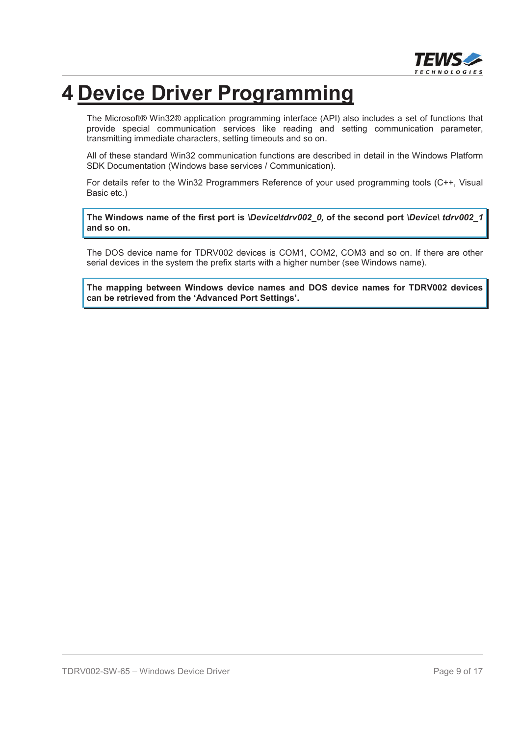# 4 Device Driver Programming

The Microsoft® Win32® application programming interface (API) also includes a set of functions that provide special communication services like reading and setting communication parameter, transmitting immediate characters, setting timeouts and so on.

All of these standard Win32 communication functions are described in detail in the Windows Platform SDK Documentation (Windows base services / Communication).

For details refer to the Win32 Programmers Reference of your used programming tools (C++, Visual Basic etc.)

**The Windows name of the first port is *\Device\tdrv002_0,* of the second port *\Device\ tdrv002_1* and so on.**

The DOS device name for TDRV002 devices is COM1, COM2, COM3 and so on. If there are other serial devices in the system the prefix starts with a higher number (see Windows name).

**The mapping between Windows device names and DOS device names for TDRV002 devices can be retrieved from the 'Advanced Port Settings'.**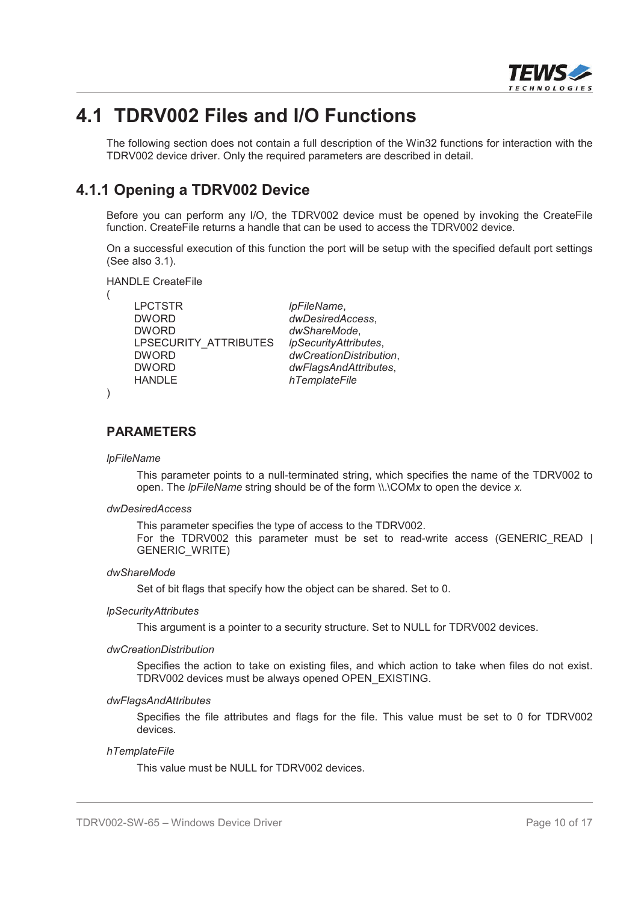# 4.1 TDRV002 Files and I/O Functions

The following section does not contain a full description of the Win32 functions for interaction with the TDRV002 device driver. Only the required parameters are described in detail.

## 4.1.1 Opening a TDRV002 Device

Before you can perform any I/O, the TDRV002 device must be opened by invoking the CreateFile function. CreateFile returns a handle that can be used to access the TDRV002 device.

On a successful execution of this function the port will be setup with the specified default port settings (See also 3.1).

```
HANDLE CreateFile
(
    LPCTSTR                 lpFileName,
    DWORD                   dwDesiredAccess,
    DWORD                   dwShareMode,
    LPSECURITY_ATTRIBUTES   lpSecurityAttributes,
    DWORD                   dwCreationDistribution,
    DWORD                   dwFlagsAndAttributes,
    HANDLE                  hTemplateFile
)
```

### PARAMETERS

*lpFileName*

This parameter points to a null-terminated string, which specifies the name of the TDRV002 to open. The *lpFileName* string should be of the form \\.\COM*x* to open the device *x*.

*dwDesiredAccess*

This parameter specifies the type of access to the TDRV002.
For the TDRV002 this parameter must be set to read-write access (GENERIC_READ | GENERIC_WRITE)

*dwShareMode*

Set of bit flags that specify how the object can be shared. Set to 0.

*lpSecurityAttributes*

This argument is a pointer to a security structure. Set to NULL for TDRV002 devices.

*dwCreationDistribution*

Specifies the action to take on existing files, and which action to take when files do not exist. TDRV002 devices must be always opened OPEN_EXISTING.

*dwFlagsAndAttributes*

Specifies the file attributes and flags for the file. This value must be set to 0 for TDRV002 devices.

*hTemplateFile*

This value must be NULL for TDRV002 devices.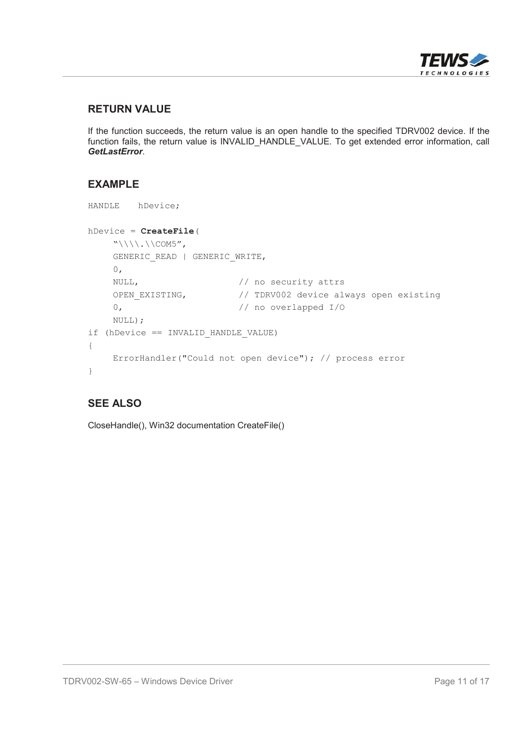## RETURN VALUE

If the function succeeds, the return value is an open handle to the specified TDRV002 device. If the function fails, the return value is INVALID_HANDLE_VALUE. To get extended error information, call ***GetLastError***.

## EXAMPLE

```
HANDLE    hDevice;

hDevice = CreateFile(
     "\\\\.\\COM5",
     GENERIC_READ | GENERIC_WRITE,
     0,
     NULL,                    // no security attrs
     OPEN_EXISTING,           // TDRV002 device always open existing
     0,                       // no overlapped I/O
     NULL);
if (hDevice == INVALID_HANDLE_VALUE)
{
     ErrorHandler("Could not open device"); // process error
}
```

## SEE ALSO

CloseHandle(), Win32 documentation CreateFile()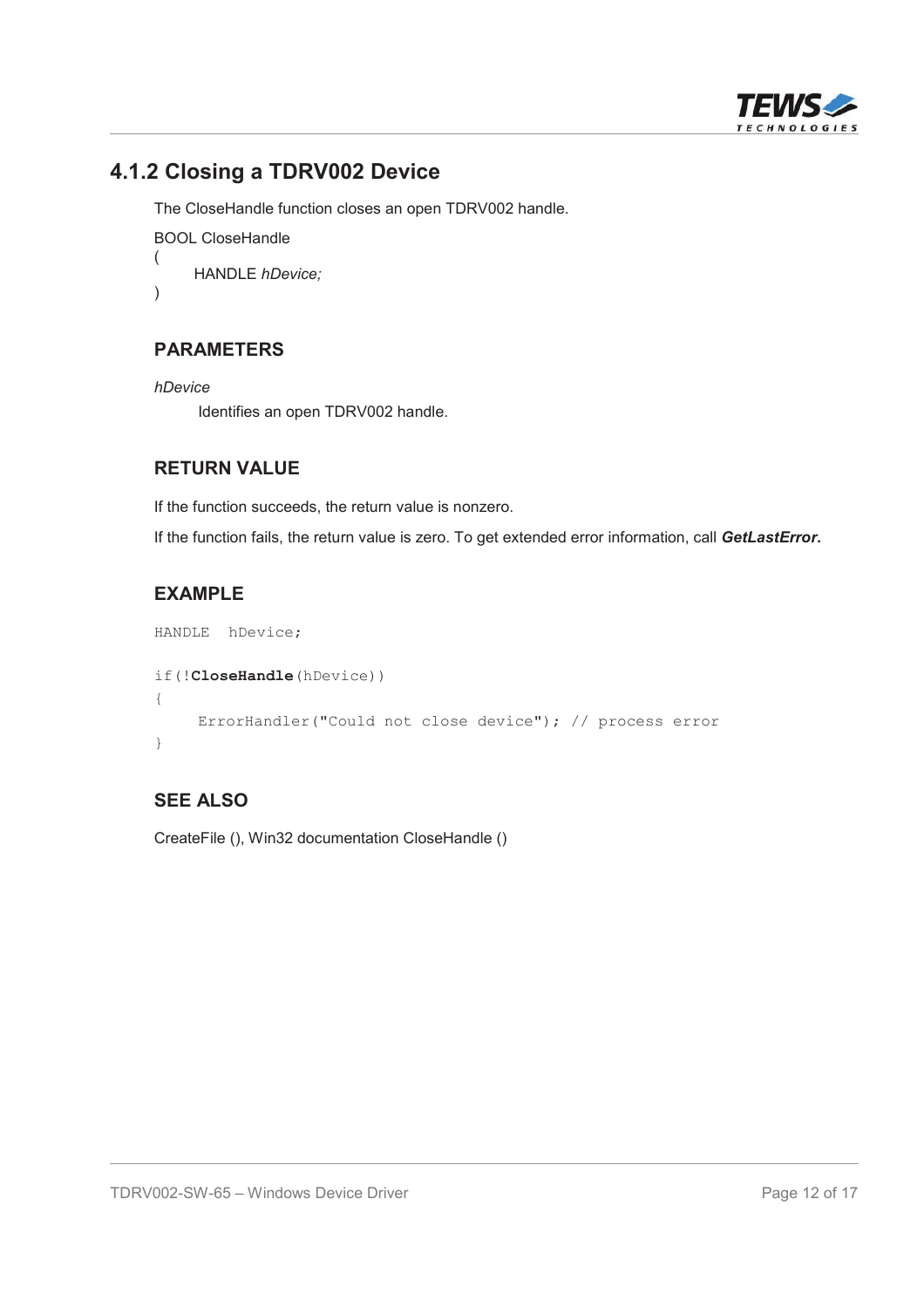### 4.1.2 Closing a TDRV002 Device

The CloseHandle function closes an open TDRV002 handle.

```
BOOL CloseHandle
(
    HANDLE hDevice;
)
```

#### PARAMETERS

*hDevice*

Identifies an open TDRV002 handle.

#### RETURN VALUE

If the function succeeds, the return value is nonzero.

If the function fails, the return value is zero. To get extended error information, call ***GetLastError*.**

#### EXAMPLE

```
HANDLE  hDevice;

if(!CloseHandle(hDevice))
{
    ErrorHandler("Could not close device"); // process error
}
```

#### SEE ALSO

CreateFile (), Win32 documentation CloseHandle ()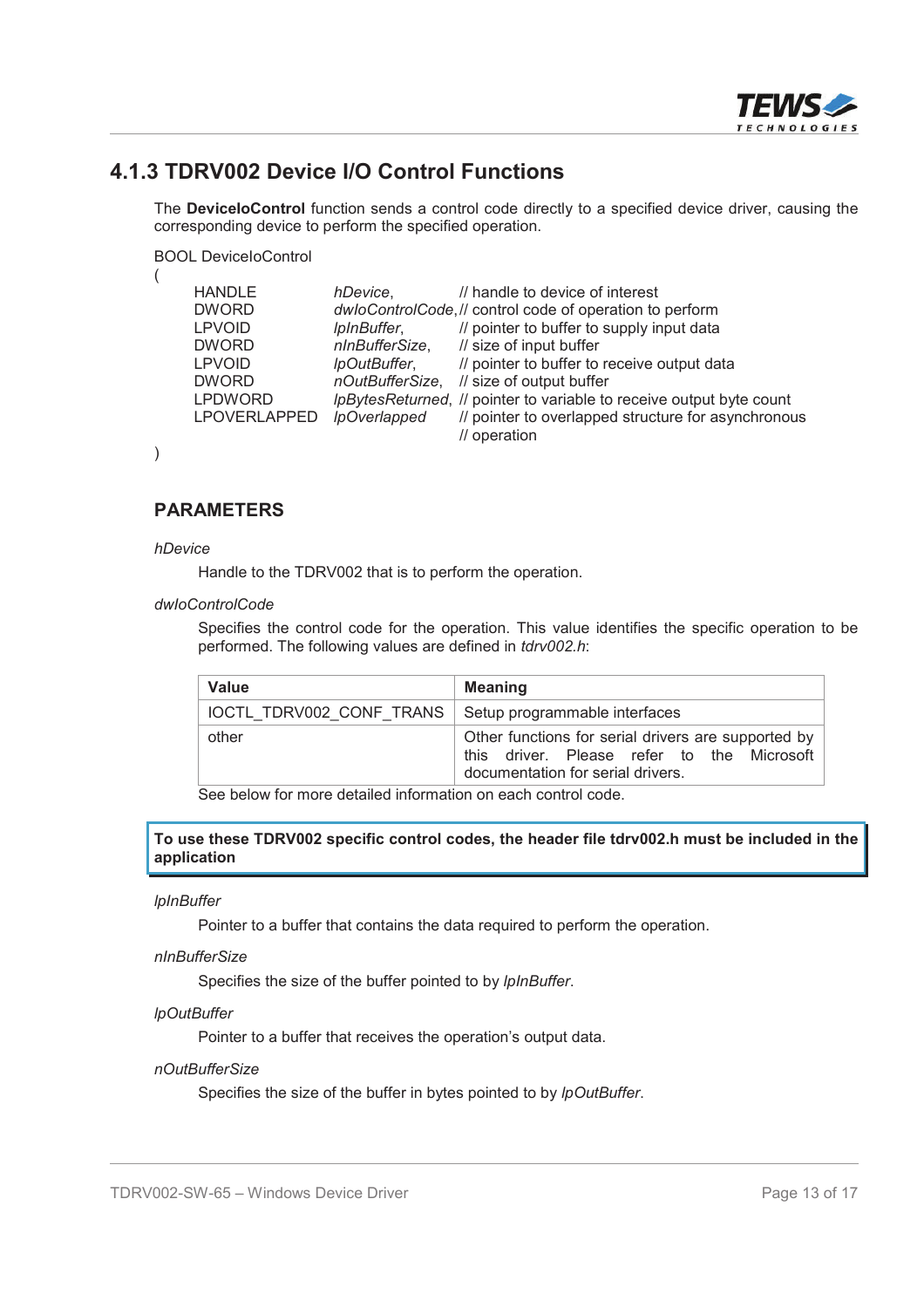## 4.1.3 TDRV002 Device I/O Control Functions

The **DeviceIoControl** function sends a control code directly to a specified device driver, causing the corresponding device to perform the specified operation.

```
BOOL DeviceIoControl
(
    HANDLE          hDevice,          // handle to device of interest
    DWORD           dwIoControlCode,  // control code of operation to perform
    LPVOID          lpInBuffer,       // pointer to buffer to supply input data
    DWORD           nInBufferSize,    // size of input buffer
    LPVOID          lpOutBuffer,      // pointer to buffer to receive output data
    DWORD           nOutBufferSize,   // size of output buffer
    LPDWORD         lpBytesReturned,  // pointer to variable to receive output byte count
    LPOVERLAPPED    lpOverlapped      // pointer to overlapped structure for asynchronous
                                      // operation
)
```

### PARAMETERS

*hDevice*

Handle to the TDRV002 that is to perform the operation.

*dwIoControlCode*

Specifies the control code for the operation. This value identifies the specific operation to be performed. The following values are defined in *tdrv002.h*:

| Value | Meaning |
|---|---|
| IOCTL_TDRV002_CONF_TRANS | Setup programmable interfaces |
| other | Other functions for serial drivers are supported by this driver. Please refer to the Microsoft documentation for serial drivers. |

See below for more detailed information on each control code.

**To use these TDRV002 specific control codes, the header file tdrv002.h must be included in the application**

*lpInBuffer*

Pointer to a buffer that contains the data required to perform the operation.

*nInBufferSize*

Specifies the size of the buffer pointed to by *lpInBuffer*.

*lpOutBuffer*

Pointer to a buffer that receives the operation's output data.

*nOutBufferSize*

Specifies the size of the buffer in bytes pointed to by *lpOutBuffer*.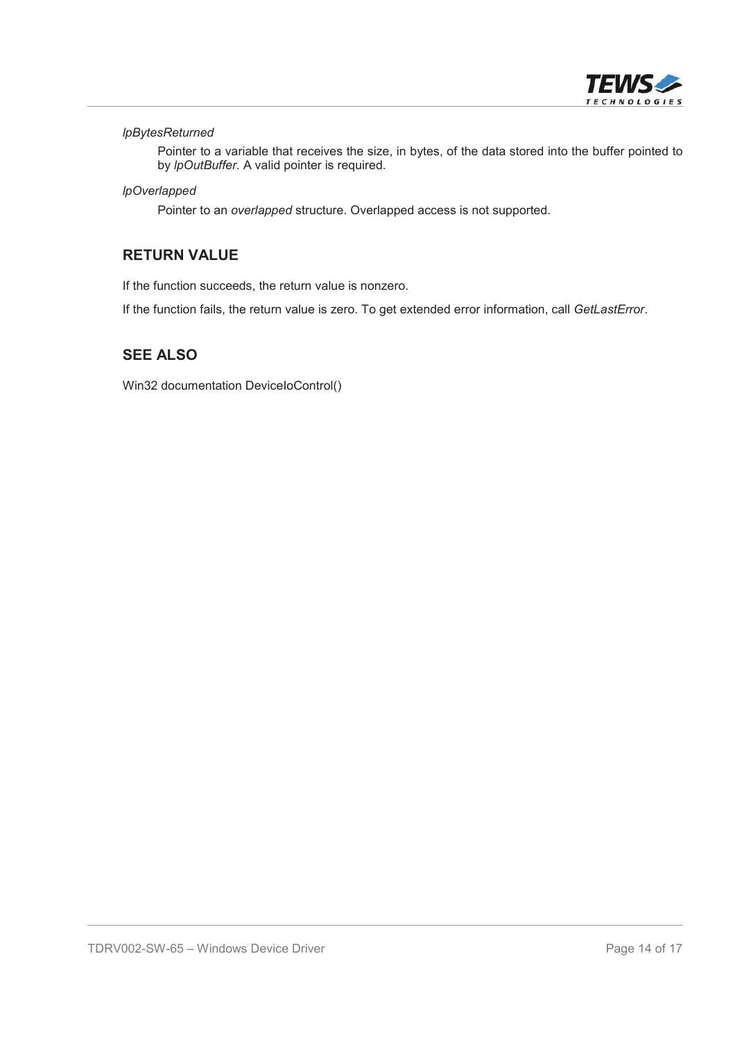*lpBytesReturned*

Pointer to a variable that receives the size, in bytes, of the data stored into the buffer pointed to by *lpOutBuffer*. A valid pointer is required.

*lpOverlapped*

Pointer to an *overlapped* structure. Overlapped access is not supported.

## RETURN VALUE

If the function succeeds, the return value is nonzero.

If the function fails, the return value is zero. To get extended error information, call *GetLastError*.

## SEE ALSO

Win32 documentation DeviceIoControl()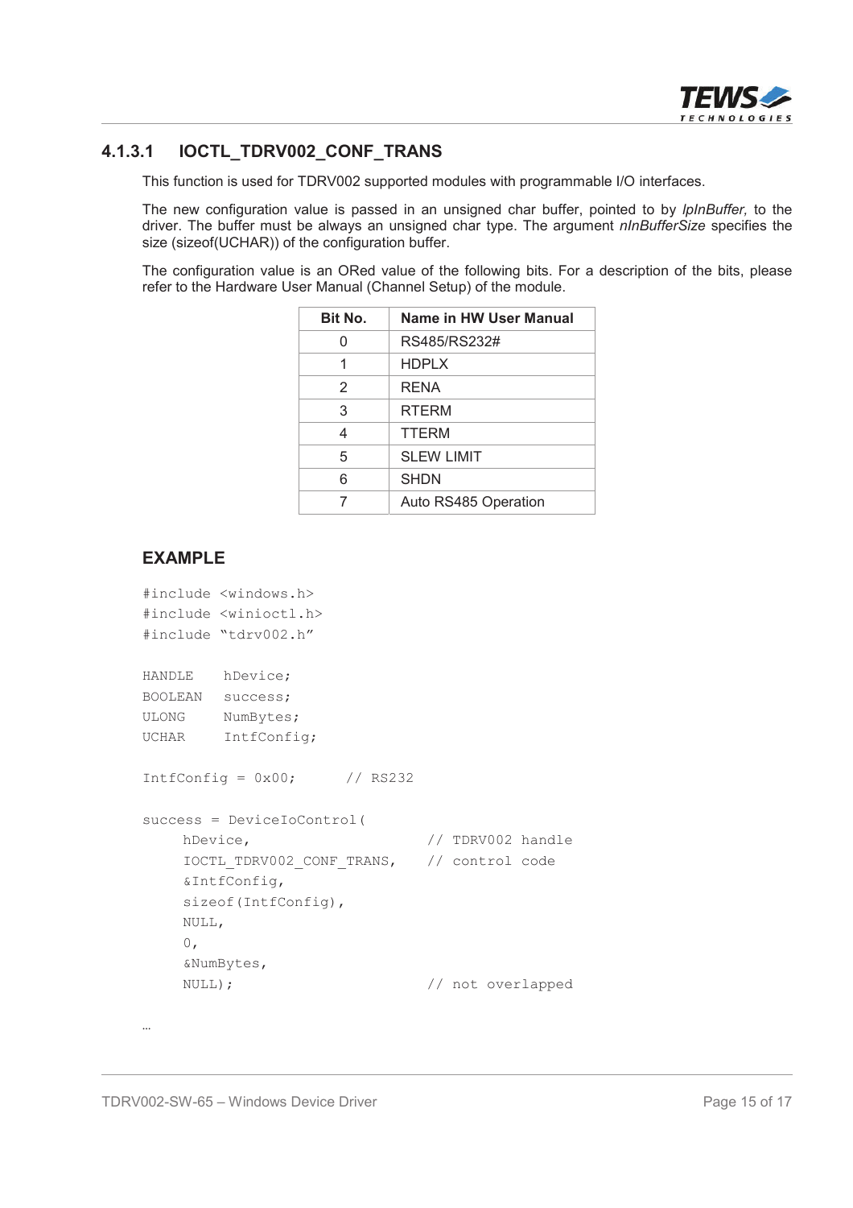#### 4.1.3.1 IOCTL_TDRV002_CONF_TRANS

This function is used for TDRV002 supported modules with programmable I/O interfaces.

The new configuration value is passed in an unsigned char buffer, pointed to by *lpInBuffer,* to the driver. The buffer must be always an unsigned char type. The argument *nInBufferSize* specifies the size (sizeof(UCHAR)) of the configuration buffer.

The configuration value is an ORed value of the following bits. For a description of the bits, please refer to the Hardware User Manual (Channel Setup) of the module.

| Bit No. | Name in HW User Manual |
|---|---|
| 0 | RS485/RS232# |
| 1 | HDPLX |
| 2 | RENA |
| 3 | RTERM |
| 4 | TTERM |
| 5 | SLEW LIMIT |
| 6 | SHDN |
| 7 | Auto RS485 Operation |

### EXAMPLE

```
#include <windows.h>
#include <winioctl.h>
#include "tdrv002.h"

HANDLE    hDevice;
BOOLEAN   success;
ULONG     NumBytes;
UCHAR     IntfConfig;

IntfConfig = 0x00;      // RS232

success = DeviceIoControl(
     hDevice,                     // TDRV002 handle
     IOCTL_TDRV002_CONF_TRANS,    // control code
     &IntfConfig,
     sizeof(IntfConfig),
     NULL,
     0,
     &NumBytes,
     NULL);                       // not overlapped

…
```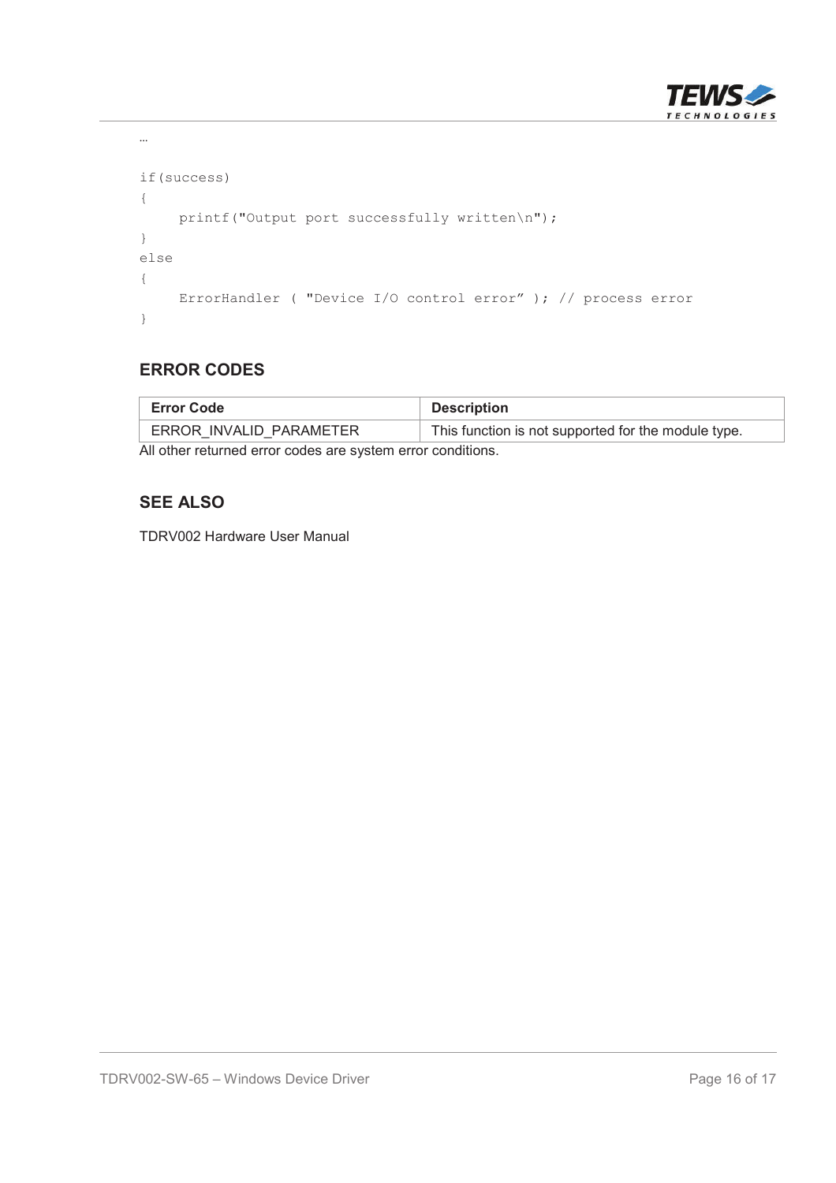```
…

if(success)
{
    printf("Output port successfully written\n");
}
else
{
    ErrorHandler ( "Device I/O control error" ); // process error
}
```

## ERROR CODES

| Error Code | Description |
|---|---|
| ERROR_INVALID_PARAMETER | This function is not supported for the module type. |

All other returned error codes are system error conditions.

## SEE ALSO

TDRV002 Hardware User Manual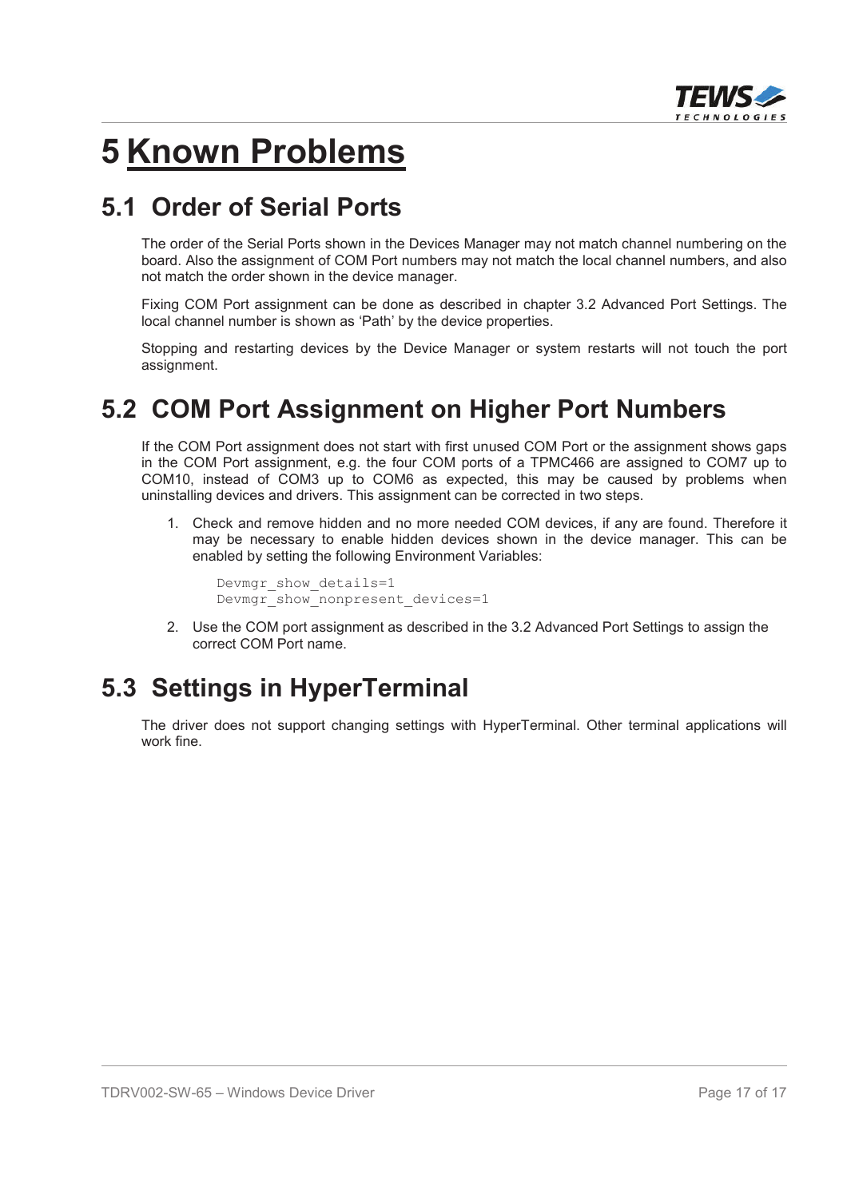# 5 Known Problems

## 5.1 Order of Serial Ports

The order of the Serial Ports shown in the Devices Manager may not match channel numbering on the board. Also the assignment of COM Port numbers may not match the local channel numbers, and also not match the order shown in the device manager.

Fixing COM Port assignment can be done as described in chapter 3.2 Advanced Port Settings. The local channel number is shown as 'Path' by the device properties.

Stopping and restarting devices by the Device Manager or system restarts will not touch the port assignment.

## 5.2 COM Port Assignment on Higher Port Numbers

If the COM Port assignment does not start with first unused COM Port or the assignment shows gaps in the COM Port assignment, e.g. the four COM ports of a TPMC466 are assigned to COM7 up to COM10, instead of COM3 up to COM6 as expected, this may be caused by problems when uninstalling devices and drivers. This assignment can be corrected in two steps.

1. Check and remove hidden and no more needed COM devices, if any are found. Therefore it may be necessary to enable hidden devices shown in the device manager. This can be enabled by setting the following Environment Variables:

   ```
   Devmgr_show_details=1
   Devmgr_show_nonpresent_devices=1
   ```

2. Use the COM port assignment as described in the 3.2 Advanced Port Settings to assign the correct COM Port name.

## 5.3 Settings in HyperTerminal

The driver does not support changing settings with HyperTerminal. Other terminal applications will work fine.